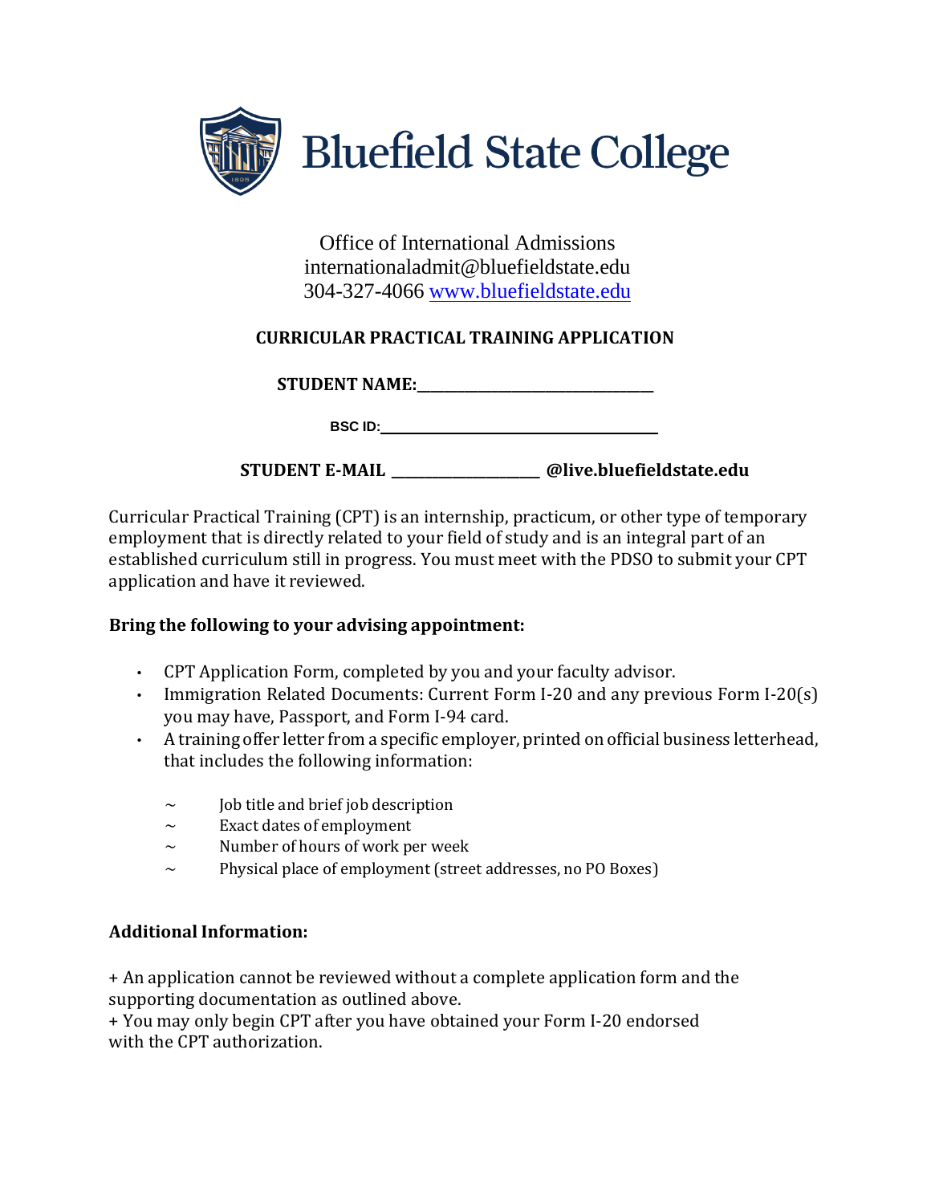# Bluefield State College

Office of International Admissions
internationaladmit@bluefieldstate.edu
304-327-4066 www.bluefieldstate.edu

## CURRICULAR PRACTICAL TRAINING APPLICATION

**STUDENT NAME:**\_\_\_\_\_\_\_\_\_\_\_\_\_\_\_\_\_\_\_\_\_\_\_\_\_\_\_\_\_\_\_\_

**BSC ID:**\_\_\_\_\_\_\_\_\_\_\_\_\_\_\_\_\_\_\_\_\_\_\_\_\_\_\_\_\_\_\_\_\_\_\_\_\_\_

**STUDENT E-MAIL** \_\_\_\_\_\_\_\_\_\_\_\_\_\_\_\_\_\_\_\_\_ **@live.bluefieldstate.edu**

Curricular Practical Training (CPT) is an internship, practicum, or other type of temporary employment that is directly related to your field of study and is an integral part of an established curriculum still in progress. You must meet with the PDSO to submit your CPT application and have it reviewed.

**Bring the following to your advising appointment:**

- CPT Application Form, completed by you and your faculty advisor.
- Immigration Related Documents: Current Form I-20 and any previous Form I-20(s) you may have, Passport, and Form I-94 card.
- A training offer letter from a specific employer, printed on official business letterhead, that includes the following information:
  - ~ Job title and brief job description
  - ~ Exact dates of employment
  - ~ Number of hours of work per week
  - ~ Physical place of employment (street addresses, no PO Boxes)

**Additional Information:**

+ An application cannot be reviewed without a complete application form and the supporting documentation as outlined above.
+ You may only begin CPT after you have obtained your Form I-20 endorsed with the CPT authorization.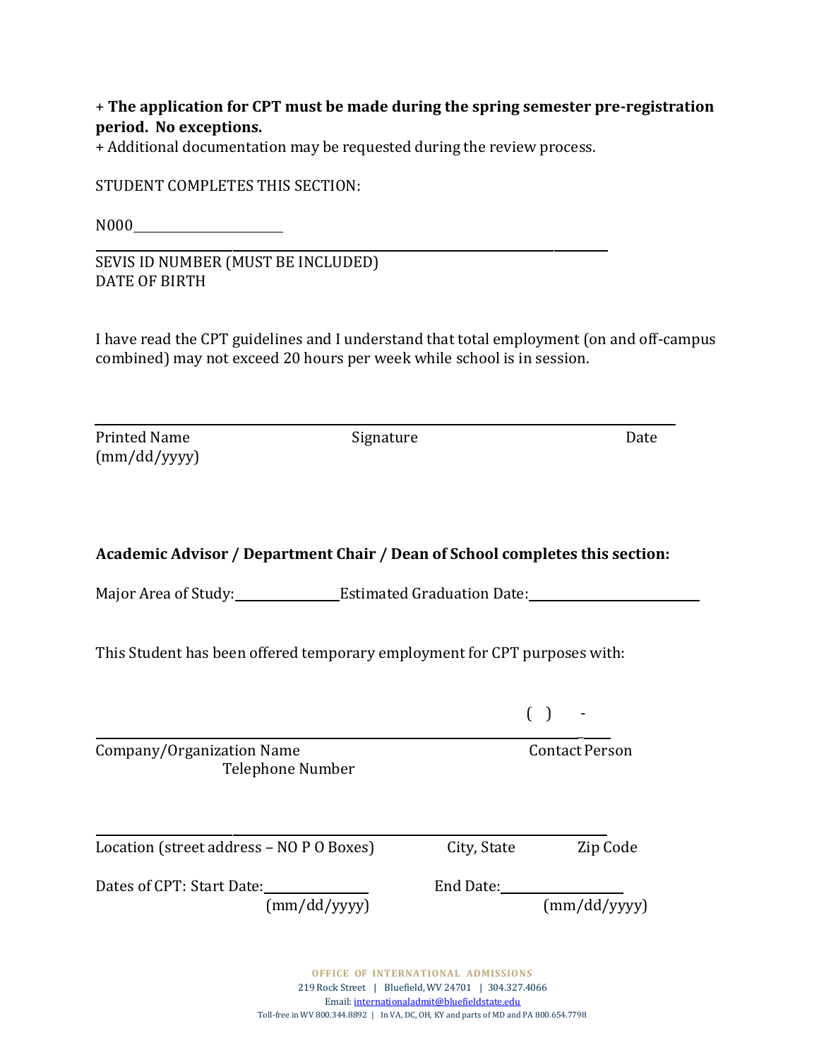+ **The application for CPT must be made during the spring semester pre-registration period. No exceptions.**
+ Additional documentation may be requested during the review process.

STUDENT COMPLETES THIS SECTION:

N000\_\_\_\_\_\_\_\_\_\_\_\_\_\_\_\_\_\_\_\_

\_\_\_\_\_\_\_\_\_\_\_\_\_\_\_\_\_\_\_\_\_\_\_\_\_\_\_\_\_\_\_\_\_\_\_\_\_\_\_\_\_\_\_\_\_\_\_\_\_\_\_\_\_\_\_\_\_\_\_\_\_\_\_\_

SEVIS ID NUMBER (MUST BE INCLUDED)
DATE OF BIRTH

I have read the CPT guidelines and I understand that total employment (on and off-campus combined) may not exceed 20 hours per week while school is in session.

\_\_\_\_\_\_\_\_\_\_\_\_\_\_\_\_\_\_\_\_\_\_\_\_\_\_\_\_\_\_\_\_\_\_\_\_\_\_\_\_\_\_\_\_\_\_\_\_\_\_\_\_\_\_\_\_\_\_\_\_\_\_\_\_\_\_\_\_\_\_\_\_

Printed Name Signature Date
(mm/dd/yyyy)

**Academic Advisor / Department Chair / Dean of School completes this section:**

Major Area of Study:\_\_\_\_\_\_\_\_\_\_\_\_\_\_\_ Estimated Graduation Date:\_\_\_\_\_\_\_\_\_\_\_\_\_\_\_\_\_\_\_\_\_\_\_\_

This Student has been offered temporary employment for CPT purposes with:

( ) -

\_\_\_\_\_\_\_\_\_\_\_\_\_\_\_\_\_\_\_\_\_\_\_\_\_\_\_\_\_\_\_\_\_\_\_\_\_\_\_\_\_\_\_\_\_\_\_\_\_\_\_\_\_\_\_\_\_\_\_\_\_\_\_\_\_\_\_\_\_\_

Company/Organization Name Contact Person
Telephone Number

\_\_\_\_\_\_\_\_\_\_\_\_\_\_\_\_\_\_\_\_\_\_\_\_\_\_\_\_\_\_\_\_\_\_\_\_\_\_\_\_\_\_\_\_\_\_\_\_\_\_\_\_\_\_\_\_\_\_\_\_\_\_\_\_\_\_\_\_\_\_

Location (street address – NO P O Boxes) City, State Zip Code

Dates of CPT: Start Date:\_\_\_\_\_\_\_\_\_\_\_\_\_\_\_ End Date:\_\_\_\_\_\_\_\_\_\_\_\_\_\_\_\_\_\_
(mm/dd/yyyy) (mm/dd/yyyy)

OFFICE OF INTERNATIONAL ADMISSIONS
219 Rock Street | Bluefield, WV 24701 | 304.327.4066
Email: internationaladmit@bluefieldstate.edu
Toll-free in WV 800.344.8892 | In VA, DC, OH, KY and parts of MD and PA 800.654.7798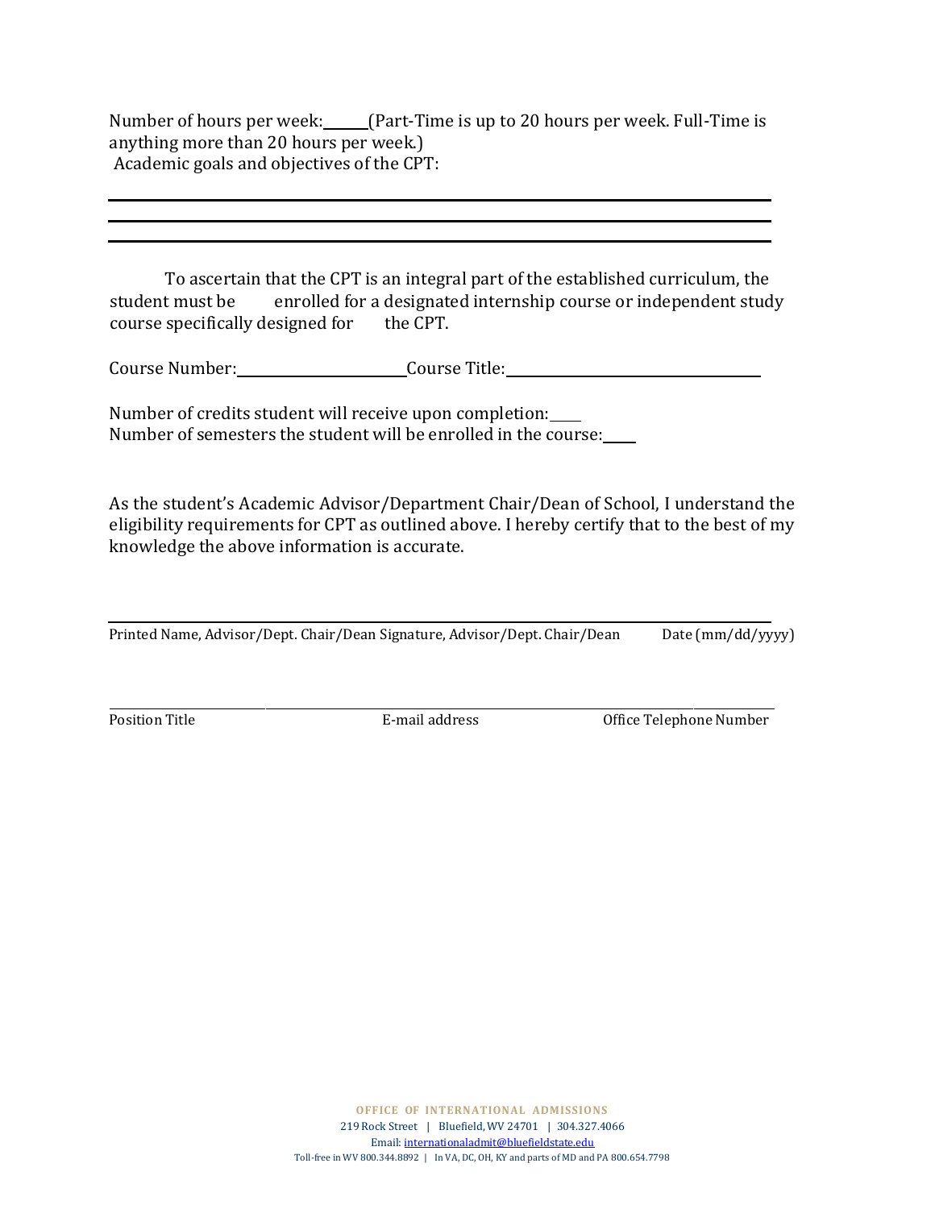Number of hours per week: ______ (Part-Time is up to 20 hours per week. Full-Time is anything more than 20 hours per week.)

Academic goals and objectives of the CPT:

______________________________________________________________________

______________________________________________________________________

______________________________________________________________________

To ascertain that the CPT is an integral part of the established curriculum, the student must be enrolled for a designated internship course or independent study course specifically designed for the CPT.

Course Number: ______________________ Course Title: ________________________________

Number of credits student will receive upon completion: ____

Number of semesters the student will be enrolled in the course: ____

As the student's Academic Advisor/Department Chair/Dean of School, I understand the eligibility requirements for CPT as outlined above. I hereby certify that to the best of my knowledge the above information is accurate.

______________________________________________________________________

Printed Name, Advisor/Dept. Chair/Dean Signature, Advisor/Dept. Chair/Dean Date (mm/dd/yyyy)

______________________________________________________________________

Position Title E-mail address Office Telephone Number

**OFFICE OF INTERNATIONAL ADMISSIONS**

219 Rock Street | Bluefield, WV 24701 | 304.327.4066

Email: internationaladmit@bluefieldstate.edu

Toll-free in WV 800.344.8892 | In VA, DC, OH, KY and parts of MD and PA 800.654.7798